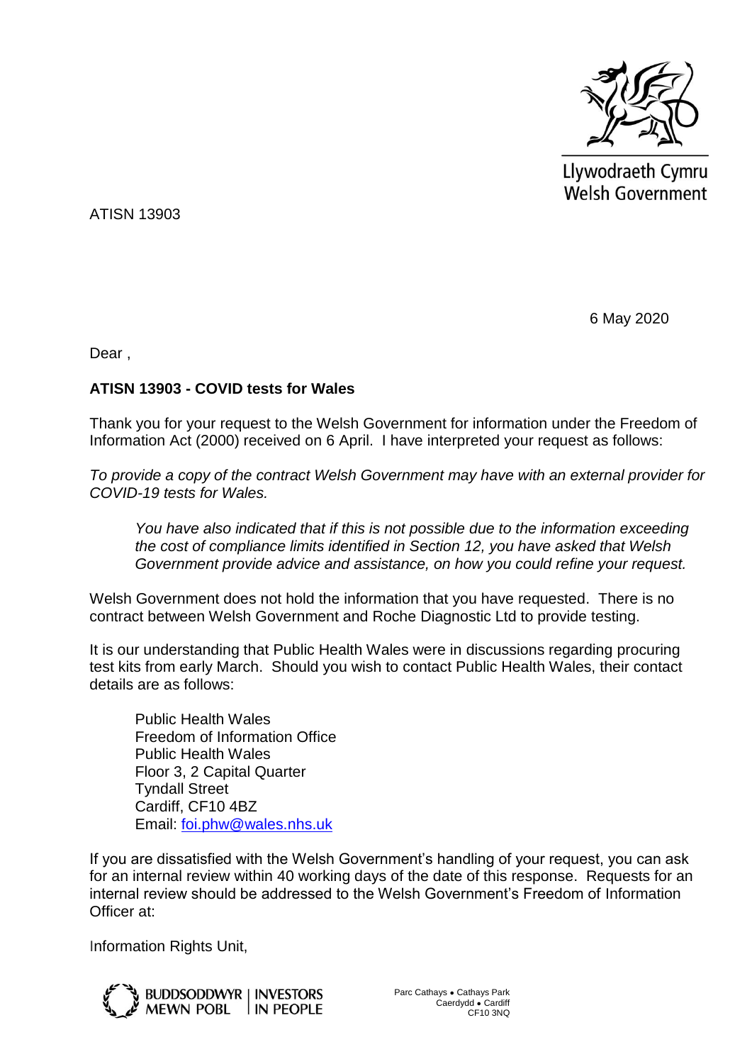Llywodraeth Cymru
Welsh Government

ATISN 13903

6 May 2020

Dear ,

**ATISN 13903 - COVID tests for Wales**

Thank you for your request to the Welsh Government for information under the Freedom of Information Act (2000) received on 6 April. I have interpreted your request as follows:

*To provide a copy of the contract Welsh Government may have with an external provider for COVID-19 tests for Wales.*

> *You have also indicated that if this is not possible due to the information exceeding the cost of compliance limits identified in Section 12, you have asked that Welsh Government provide advice and assistance, on how you could refine your request.*

Welsh Government does not hold the information that you have requested. There is no contract between Welsh Government and Roche Diagnostic Ltd to provide testing.

It is our understanding that Public Health Wales were in discussions regarding procuring test kits from early March. Should you wish to contact Public Health Wales, their contact details are as follows:

> Public Health Wales
> Freedom of Information Office
> Public Health Wales
> Floor 3, 2 Capital Quarter
> Tyndall Street
> Cardiff, CF10 4BZ
> Email: foi.phw@wales.nhs.uk

If you are dissatisfied with the Welsh Government's handling of your request, you can ask for an internal review within 40 working days of the date of this response. Requests for an internal review should be addressed to the Welsh Government's Freedom of Information Officer at:

Information Rights Unit,

BUDDSODDWYR MEWN POBL | INVESTORS IN PEOPLE

Parc Cathays • Cathays Park
Caerdydd • Cardiff
CF10 3NQ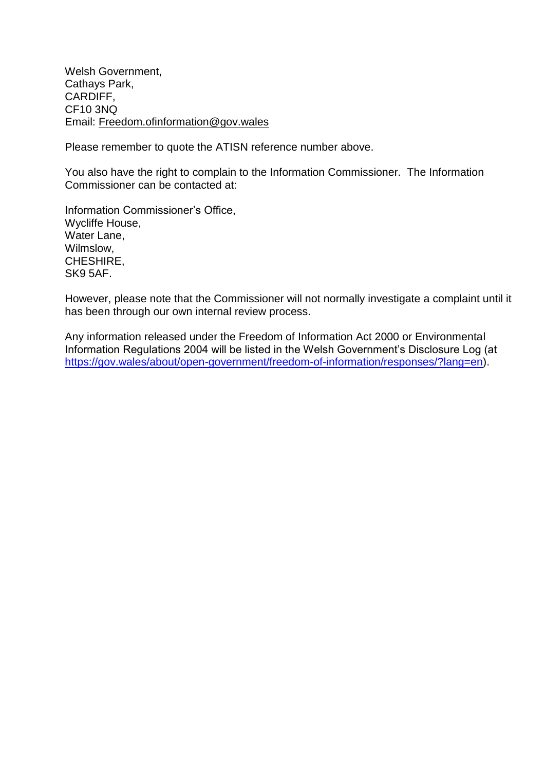Welsh Government,  
Cathays Park,  
CARDIFF,  
CF10 3NQ  
Email: Freedom.ofinformation@gov.wales

Please remember to quote the ATISN reference number above.

You also have the right to complain to the Information Commissioner. The Information Commissioner can be contacted at:

Information Commissioner's Office,  
Wycliffe House,  
Water Lane,  
Wilmslow,  
CHESHIRE,  
SK9 5AF.

However, please note that the Commissioner will not normally investigate a complaint until it has been through our own internal review process.

Any information released under the Freedom of Information Act 2000 or Environmental Information Regulations 2004 will be listed in the Welsh Government's Disclosure Log (at https://gov.wales/about/open-government/freedom-of-information/responses/?lang=en).